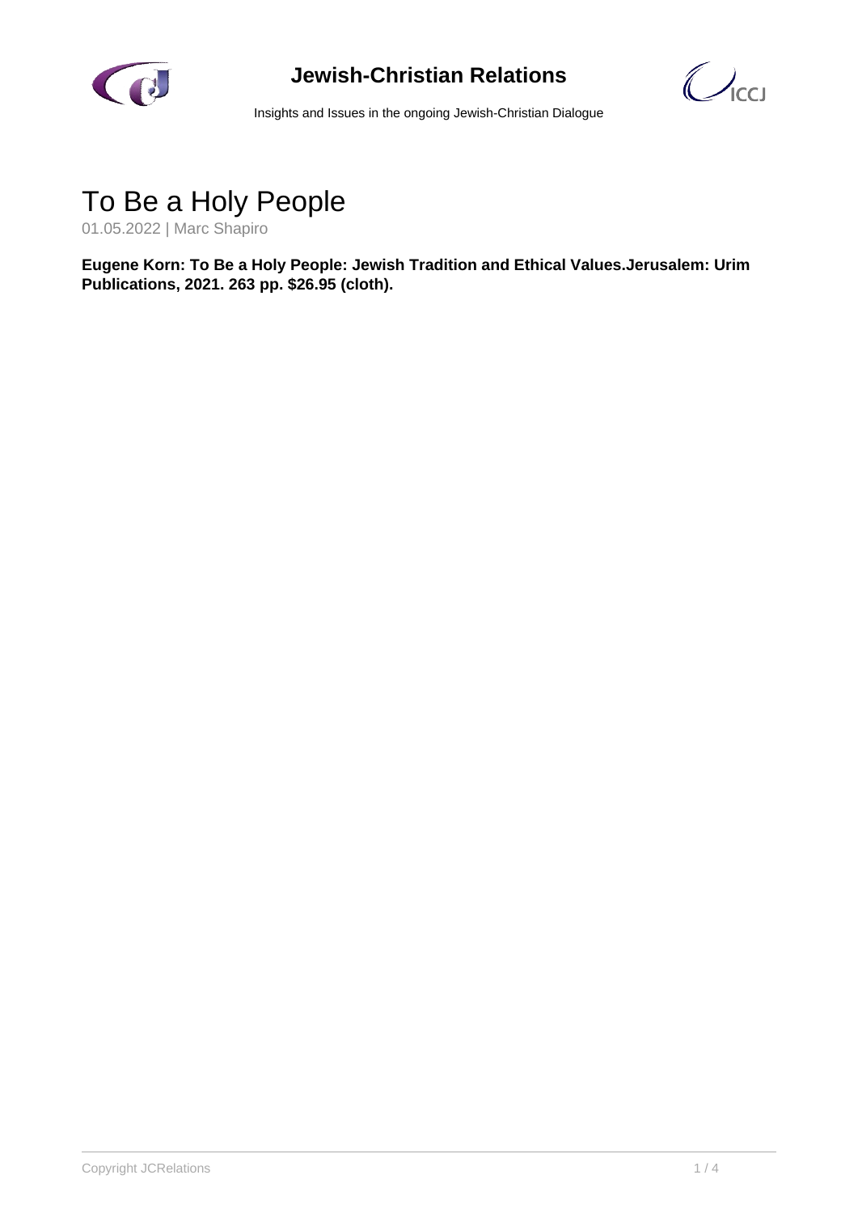# To Be a Holy People

01.05.2022 | Marc Shapiro

**Eugene Korn: To Be a Holy People: Jewish Tradition and Ethical Values.Jerusalem: Urim Publications, 2021. 263 pp. $26.95 (cloth).**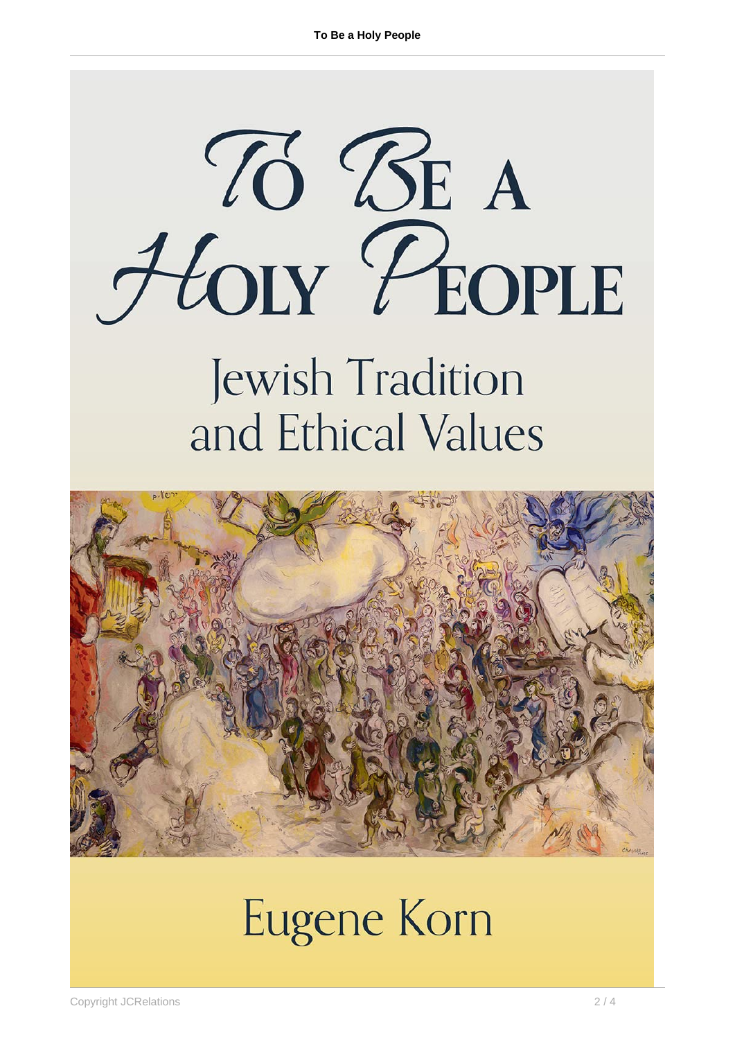# To Be a Holy People

## Jewish Tradition and Ethical Values

Eugene Korn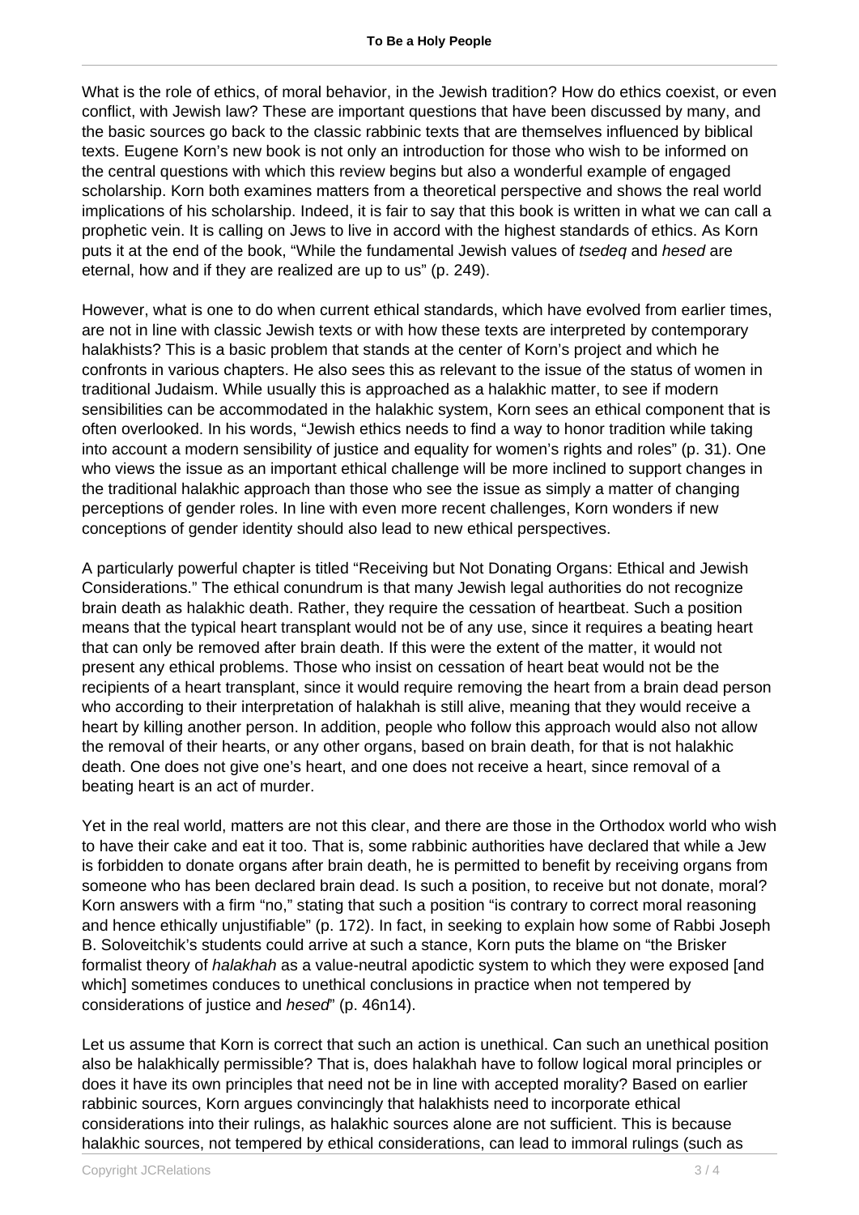What is the role of ethics, of moral behavior, in the Jewish tradition? How do ethics coexist, or even conflict, with Jewish law? These are important questions that have been discussed by many, and the basic sources go back to the classic rabbinic texts that are themselves influenced by biblical texts. Eugene Korn's new book is not only an introduction for those who wish to be informed on the central questions with which this review begins but also a wonderful example of engaged scholarship. Korn both examines matters from a theoretical perspective and shows the real world implications of his scholarship. Indeed, it is fair to say that this book is written in what we can call a prophetic vein. It is calling on Jews to live in accord with the highest standards of ethics. As Korn puts it at the end of the book, "While the fundamental Jewish values of *tsedeq* and *hesed* are eternal, how and if they are realized are up to us" (p. 249).

However, what is one to do when current ethical standards, which have evolved from earlier times, are not in line with classic Jewish texts or with how these texts are interpreted by contemporary halakhists? This is a basic problem that stands at the center of Korn's project and which he confronts in various chapters. He also sees this as relevant to the issue of the status of women in traditional Judaism. While usually this is approached as a halakhic matter, to see if modern sensibilities can be accommodated in the halakhic system, Korn sees an ethical component that is often overlooked. In his words, "Jewish ethics needs to find a way to honor tradition while taking into account a modern sensibility of justice and equality for women's rights and roles" (p. 31). One who views the issue as an important ethical challenge will be more inclined to support changes in the traditional halakhic approach than those who see the issue as simply a matter of changing perceptions of gender roles. In line with even more recent challenges, Korn wonders if new conceptions of gender identity should also lead to new ethical perspectives.

A particularly powerful chapter is titled "Receiving but Not Donating Organs: Ethical and Jewish Considerations." The ethical conundrum is that many Jewish legal authorities do not recognize brain death as halakhic death. Rather, they require the cessation of heartbeat. Such a position means that the typical heart transplant would not be of any use, since it requires a beating heart that can only be removed after brain death. If this were the extent of the matter, it would not present any ethical problems. Those who insist on cessation of heart beat would not be the recipients of a heart transplant, since it would require removing the heart from a brain dead person who according to their interpretation of halakhah is still alive, meaning that they would receive a heart by killing another person. In addition, people who follow this approach would also not allow the removal of their hearts, or any other organs, based on brain death, for that is not halakhic death. One does not give one's heart, and one does not receive a heart, since removal of a beating heart is an act of murder.

Yet in the real world, matters are not this clear, and there are those in the Orthodox world who wish to have their cake and eat it too. That is, some rabbinic authorities have declared that while a Jew is forbidden to donate organs after brain death, he is permitted to benefit by receiving organs from someone who has been declared brain dead. Is such a position, to receive but not donate, moral? Korn answers with a firm "no," stating that such a position "is contrary to correct moral reasoning and hence ethically unjustifiable" (p. 172). In fact, in seeking to explain how some of Rabbi Joseph B. Soloveitchik's students could arrive at such a stance, Korn puts the blame on "the Brisker formalist theory of *halakhah* as a value-neutral apodictic system to which they were exposed [and which] sometimes conduces to unethical conclusions in practice when not tempered by considerations of justice and *hesed*" (p. 46n14).

Let us assume that Korn is correct that such an action is unethical. Can such an unethical position also be halakhically permissible? That is, does halakhah have to follow logical moral principles or does it have its own principles that need not be in line with accepted morality? Based on earlier rabbinic sources, Korn argues convincingly that halakhists need to incorporate ethical considerations into their rulings, as halakhic sources alone are not sufficient. This is because halakhic sources, not tempered by ethical considerations, can lead to immoral rulings (such as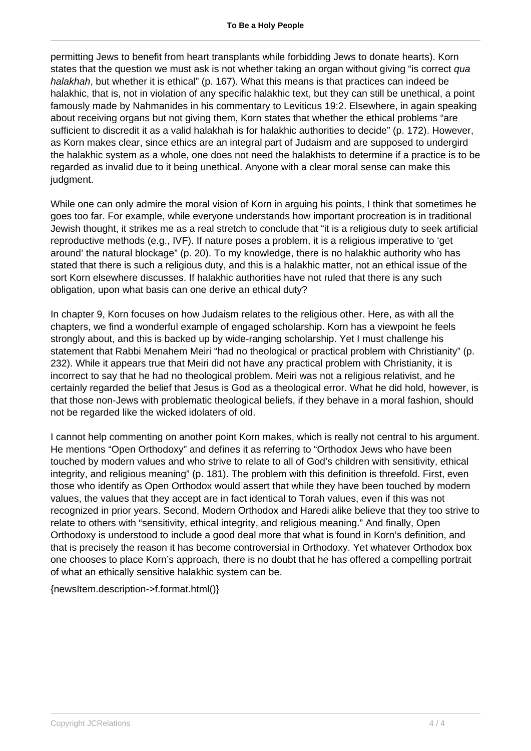permitting Jews to benefit from heart transplants while forbidding Jews to donate hearts). Korn states that the question we must ask is not whether taking an organ without giving "is correct *qua halakhah*, but whether it is ethical" (p. 167). What this means is that practices can indeed be halakhic, that is, not in violation of any specific halakhic text, but they can still be unethical, a point famously made by Nahmanides in his commentary to Leviticus 19:2. Elsewhere, in again speaking about receiving organs but not giving them, Korn states that whether the ethical problems "are sufficient to discredit it as a valid halakhah is for halakhic authorities to decide" (p. 172). However, as Korn makes clear, since ethics are an integral part of Judaism and are supposed to undergird the halakhic system as a whole, one does not need the halakhists to determine if a practice is to be regarded as invalid due to it being unethical. Anyone with a clear moral sense can make this judgment.

While one can only admire the moral vision of Korn in arguing his points, I think that sometimes he goes too far. For example, while everyone understands how important procreation is in traditional Jewish thought, it strikes me as a real stretch to conclude that "it is a religious duty to seek artificial reproductive methods (e.g., IVF). If nature poses a problem, it is a religious imperative to 'get around' the natural blockage" (p. 20). To my knowledge, there is no halakhic authority who has stated that there is such a religious duty, and this is a halakhic matter, not an ethical issue of the sort Korn elsewhere discusses. If halakhic authorities have not ruled that there is any such obligation, upon what basis can one derive an ethical duty?

In chapter 9, Korn focuses on how Judaism relates to the religious other. Here, as with all the chapters, we find a wonderful example of engaged scholarship. Korn has a viewpoint he feels strongly about, and this is backed up by wide-ranging scholarship. Yet I must challenge his statement that Rabbi Menahem Meiri "had no theological or practical problem with Christianity" (p. 232). While it appears true that Meiri did not have any practical problem with Christianity, it is incorrect to say that he had no theological problem. Meiri was not a religious relativist, and he certainly regarded the belief that Jesus is God as a theological error. What he did hold, however, is that those non-Jews with problematic theological beliefs, if they behave in a moral fashion, should not be regarded like the wicked idolaters of old.

I cannot help commenting on another point Korn makes, which is really not central to his argument. He mentions "Open Orthodoxy" and defines it as referring to "Orthodox Jews who have been touched by modern values and who strive to relate to all of God's children with sensitivity, ethical integrity, and religious meaning" (p. 181). The problem with this definition is threefold. First, even those who identify as Open Orthodox would assert that while they have been touched by modern values, the values that they accept are in fact identical to Torah values, even if this was not recognized in prior years. Second, Modern Orthodox and Haredi alike believe that they too strive to relate to others with "sensitivity, ethical integrity, and religious meaning." And finally, Open Orthodoxy is understood to include a good deal more that what is found in Korn's definition, and that is precisely the reason it has become controversial in Orthodoxy. Yet whatever Orthodox box one chooses to place Korn's approach, there is no doubt that he has offered a compelling portrait of what an ethically sensitive halakhic system can be.

{newsItem.description->f.format.html()}